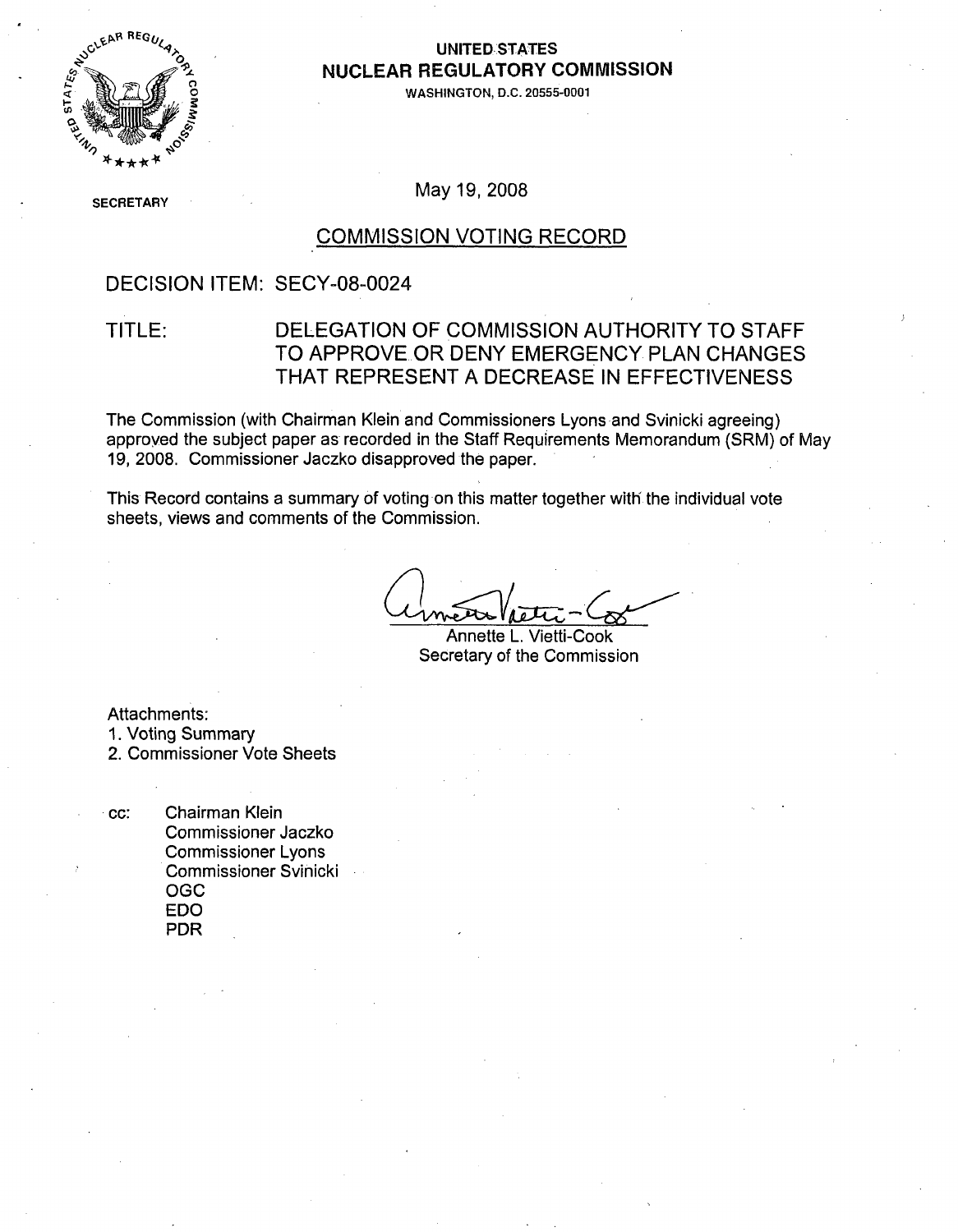UNITED STATES
**NUCLEAR REGULATORY COMMISSION**
WASHINGTON, D.C. 20555-0001

SECRETARY

May 19, 2008

## COMMISSION VOTING RECORD

DECISION ITEM: SECY-08-0024

TITLE: DELEGATION OF COMMISSION AUTHORITY TO STAFF TO APPROVE OR DENY EMERGENCY PLAN CHANGES THAT REPRESENT A DECREASE IN EFFECTIVENESS

The Commission (with Chairman Klein and Commissioners Lyons and Svinicki agreeing) approved the subject paper as recorded in the Staff Requirements Memorandum (SRM) of May 19, 2008. Commissioner Jaczko disapproved the paper.

This Record contains a summary of voting on this matter together with the individual vote sheets, views and comments of the Commission.

Annette L. Vietti-Cook
Secretary of the Commission

Attachments:
1. Voting Summary
2. Commissioner Vote Sheets

cc: Chairman Klein
Commissioner Jaczko
Commissioner Lyons
Commissioner Svinicki
OGC
EDO
PDR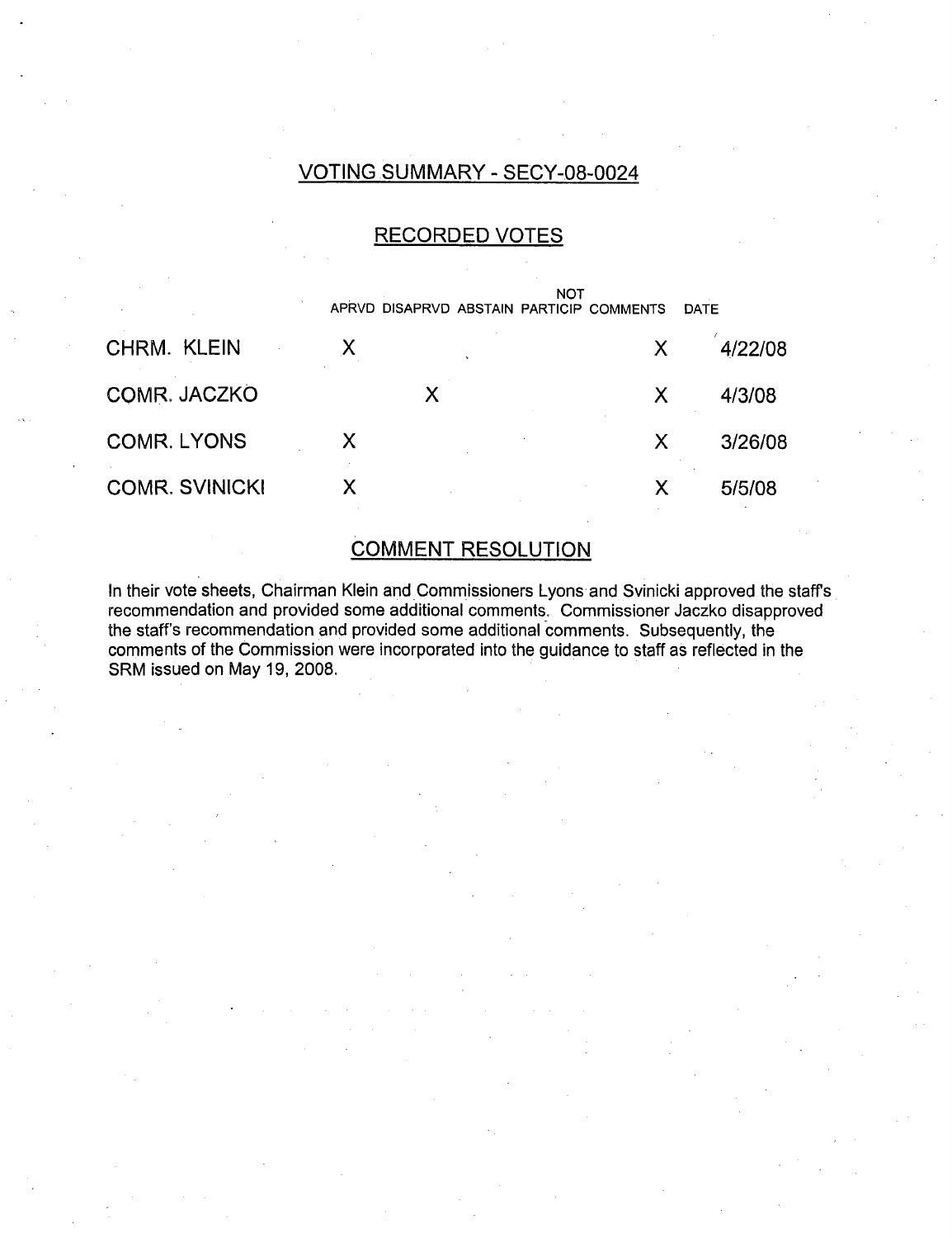## VOTING SUMMARY - SECY-08-0024

### RECORDED VOTES

| | APRVD | DISAPRVD | ABSTAIN | NOT PARTICIP | COMMENTS | DATE |
|---|---|---|---|---|---|---|
| CHRM. KLEIN | X | | | | X | 4/22/08 |
| COMR. JACZKO | | X | | | X | 4/3/08 |
| COMR. LYONS | X | | | | X | 3/26/08 |
| COMR. SVINICKI | X | | | | X | 5/5/08 |

### COMMENT RESOLUTION

In their vote sheets, Chairman Klein and Commissioners Lyons and Svinicki approved the staff's recommendation and provided some additional comments. Commissioner Jaczko disapproved the staff's recommendation and provided some additional comments. Subsequently, the comments of the Commission were incorporated into the guidance to staff as reflected in the SRM issued on May 19, 2008.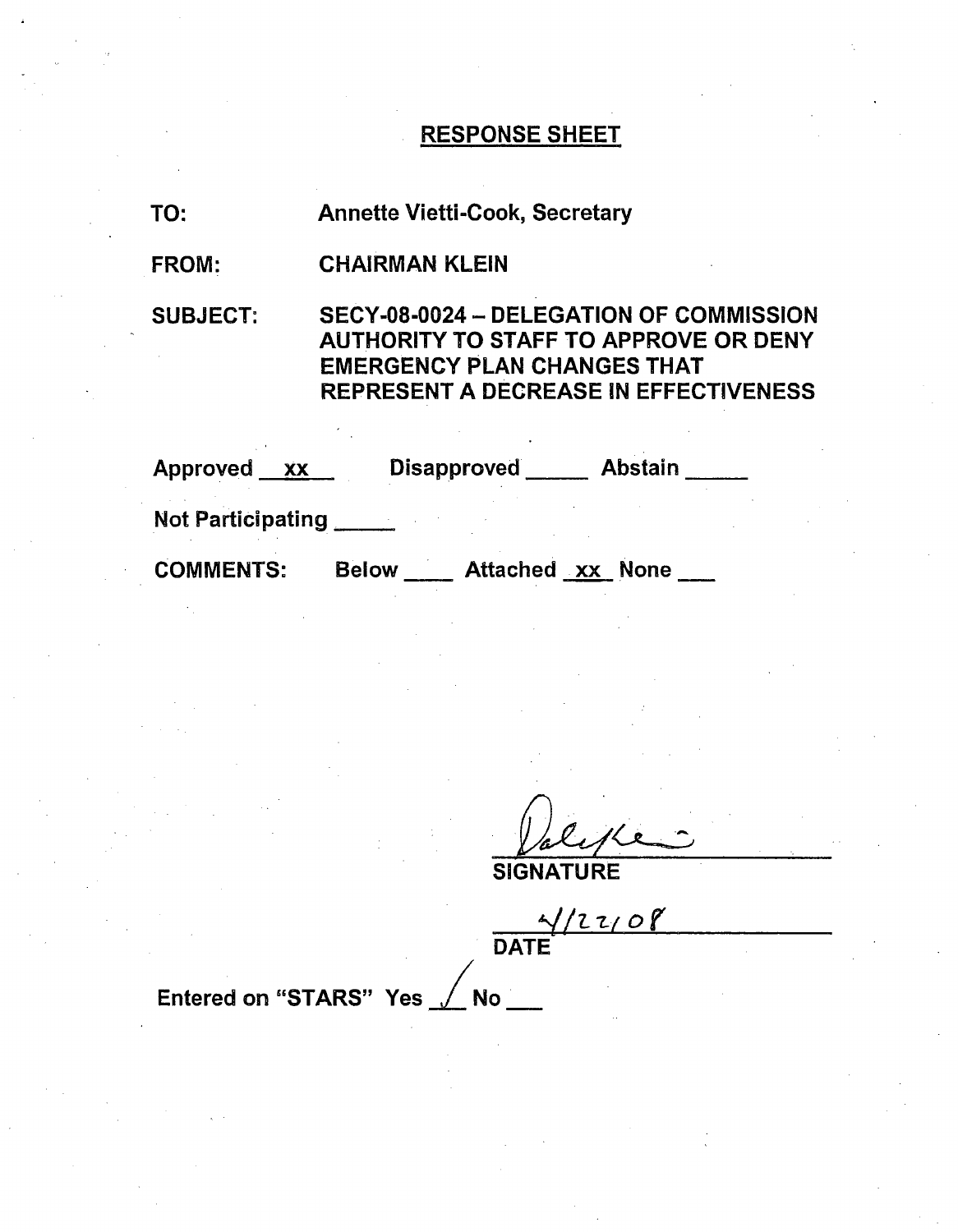## RESPONSE SHEET

TO: Annette Vietti-Cook, Secretary

FROM: CHAIRMAN KLEIN

SUBJECT: SECY-08-0024 – DELEGATION OF COMMISSION AUTHORITY TO STAFF TO APPROVE OR DENY EMERGENCY PLAN CHANGES THAT REPRESENT A DECREASE IN EFFECTIVENESS

Approved \_\_xx\_\_ Disapproved \_\_\_\_\_ Abstain \_\_\_\_\_

Not Participating \_\_\_\_\_

COMMENTS: Below \_\_\_\_ Attached \_xx\_ None \_\_\_

[signature]

SIGNATURE

4/22/08

DATE

Entered on "STARS" Yes ✓ No \_\_\_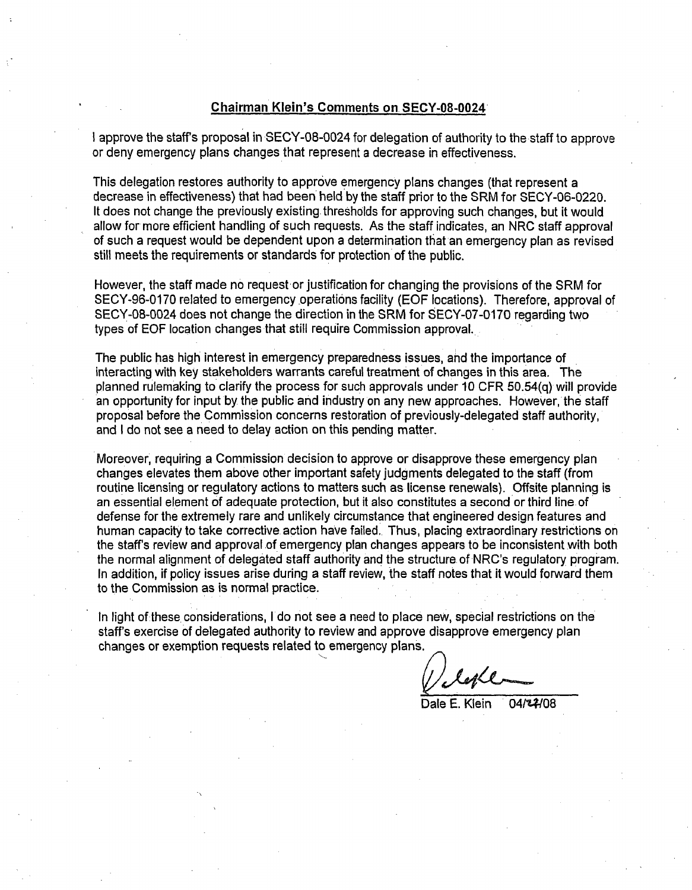## Chairman Klein's Comments on SECY-08-0024

I approve the staff's proposal in SECY-08-0024 for delegation of authority to the staff to approve or deny emergency plans changes that represent a decrease in effectiveness.

This delegation restores authority to approve emergency plans changes (that represent a decrease in effectiveness) that had been held by the staff prior to the SRM for SECY-06-0220. It does not change the previously existing thresholds for approving such changes, but it would allow for more efficient handling of such requests. As the staff indicates, an NRC staff approval of such a request would be dependent upon a determination that an emergency plan as revised still meets the requirements or standards for protection of the public.

However, the staff made no request or justification for changing the provisions of the SRM for SECY-96-0170 related to emergency operations facility (EOF locations). Therefore, approval of SECY-08-0024 does not change the direction in the SRM for SECY-07-0170 regarding two types of EOF location changes that still require Commission approval.

The public has high interest in emergency preparedness issues, and the importance of interacting with key stakeholders warrants careful treatment of changes in this area. The planned rulemaking to clarify the process for such approvals under 10 CFR 50.54(q) will provide an opportunity for input by the public and industry on any new approaches. However, the staff proposal before the Commission concerns restoration of previously-delegated staff authority, and I do not see a need to delay action on this pending matter.

Moreover, requiring a Commission decision to approve or disapprove these emergency plan changes elevates them above other important safety judgments delegated to the staff (from routine licensing or regulatory actions to matters such as license renewals). Offsite planning is an essential element of adequate protection, but it also constitutes a second or third line of defense for the extremely rare and unlikely circumstance that engineered design features and human capacity to take corrective action have failed. Thus, placing extraordinary restrictions on the staff's review and approval of emergency plan changes appears to be inconsistent with both the normal alignment of delegated staff authority and the structure of NRC's regulatory program. In addition, if policy issues arise during a staff review, the staff notes that it would forward them to the Commission as is normal practice.

In light of these considerations, I do not see a need to place new, special restrictions on the staff's exercise of delegated authority to review and approve disapprove emergency plan changes or exemption requests related to emergency plans.

Dale E. Klein 04/27/08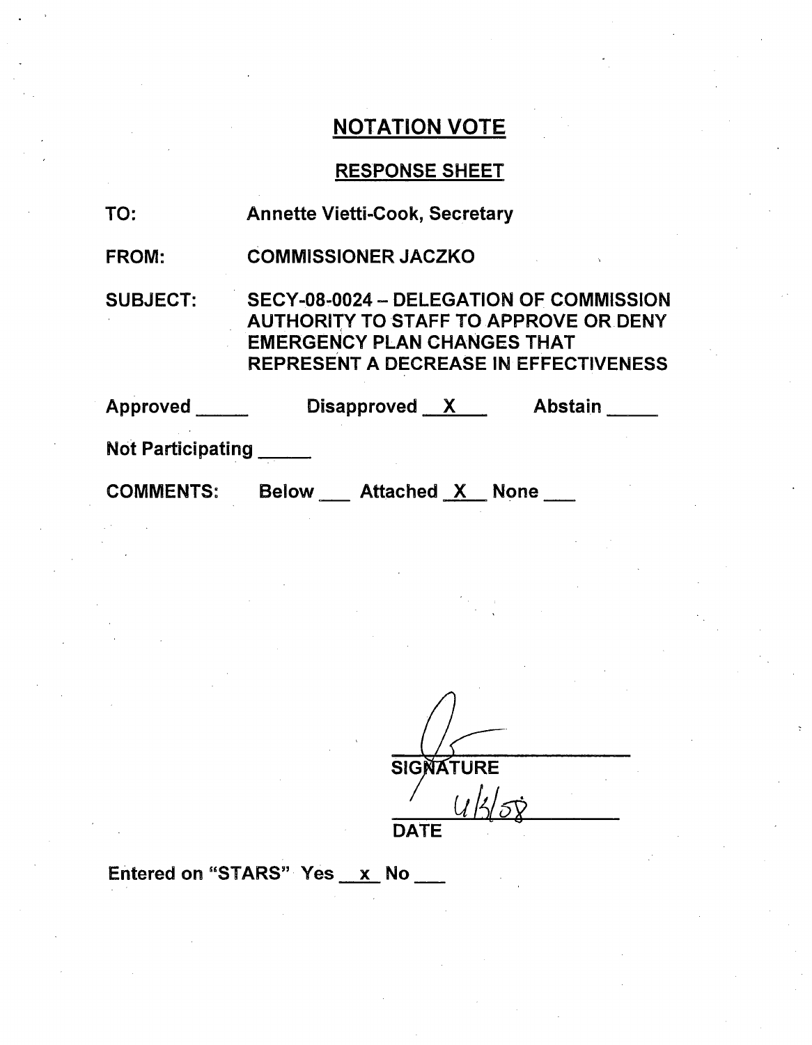## NOTATION VOTE

### RESPONSE SHEET

TO: Annette Vietti-Cook, Secretary

FROM: COMMISSIONER JACZKO

SUBJECT: SECY-08-0024 – DELEGATION OF COMMISSION AUTHORITY TO STAFF TO APPROVE OR DENY EMERGENCY PLAN CHANGES THAT REPRESENT A DECREASE IN EFFECTIVENESS

Approved _____ Disapproved __X__ Abstain _____

Not Participating _____

COMMENTS: Below ___ Attached __X__ None ___

SIGNATURE

4/3/08

DATE

Entered on "STARS" Yes __x__ No ___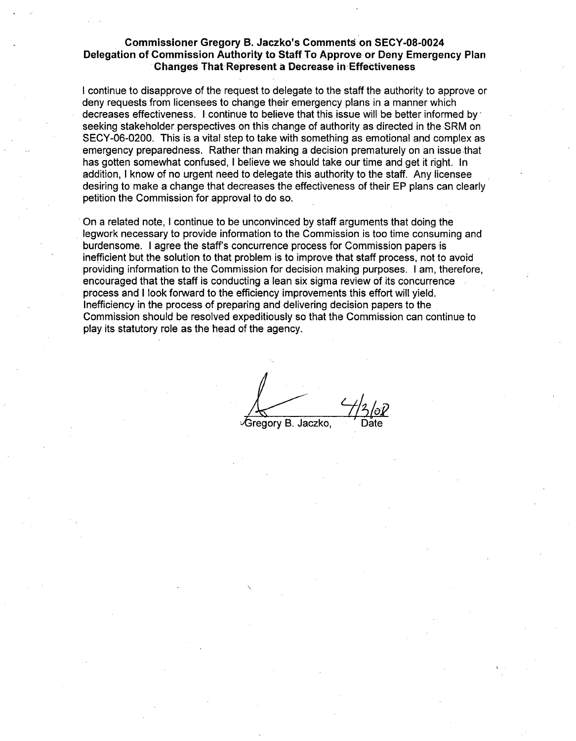**Commissioner Gregory B. Jaczko's Comments on SECY-08-0024 Delegation of Commission Authority to Staff To Approve or Deny Emergency Plan Changes That Represent a Decrease in Effectiveness**

I continue to disapprove of the request to delegate to the staff the authority to approve or deny requests from licensees to change their emergency plans in a manner which decreases effectiveness. I continue to believe that this issue will be better informed by seeking stakeholder perspectives on this change of authority as directed in the SRM on SECY-06-0200. This is a vital step to take with something as emotional and complex as emergency preparedness. Rather than making a decision prematurely on an issue that has gotten somewhat confused, I believe we should take our time and get it right. In addition, I know of no urgent need to delegate this authority to the staff. Any licensee desiring to make a change that decreases the effectiveness of their EP plans can clearly petition the Commission for approval to do so.

On a related note, I continue to be unconvinced by staff arguments that doing the legwork necessary to provide information to the Commission is too time consuming and burdensome. I agree the staff's concurrence process for Commission papers is inefficient but the solution to that problem is to improve that staff process, not to avoid providing information to the Commission for decision making purposes. I am, therefore, encouraged that the staff is conducting a lean six sigma review of its concurrence process and I look forward to the efficiency improvements this effort will yield. Inefficiency in the process of preparing and delivering decision papers to the Commission should be resolved expeditiously so that the Commission can continue to play its statutory role as the head of the agency.

Gregory B. Jaczko, 4/3/08
Date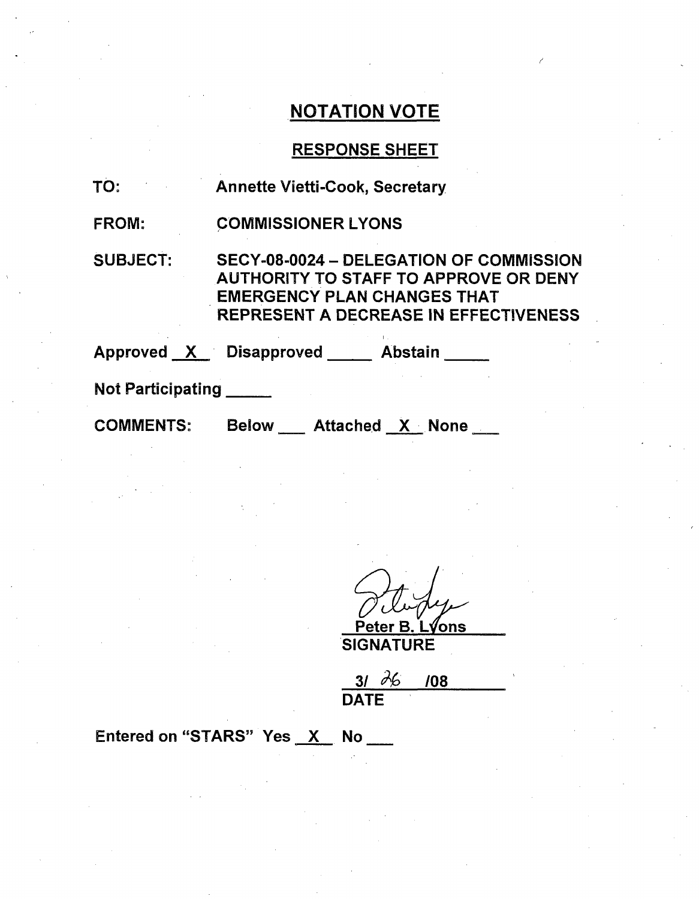## NOTATION VOTE

### RESPONSE SHEET

TO: Annette Vietti-Cook, Secretary

FROM: COMMISSIONER LYONS

SUBJECT: SECY-08-0024 – DELEGATION OF COMMISSION AUTHORITY TO STAFF TO APPROVE OR DENY EMERGENCY PLAN CHANGES THAT REPRESENT A DECREASE IN EFFECTIVENESS

Approved X Disapproved ____ Abstain ____

Not Participating ____

COMMENTS: Below ___ Attached X None ___

Peter B. Lyons
SIGNATURE

3/ 26 /08
DATE

Entered on "STARS" Yes X No ___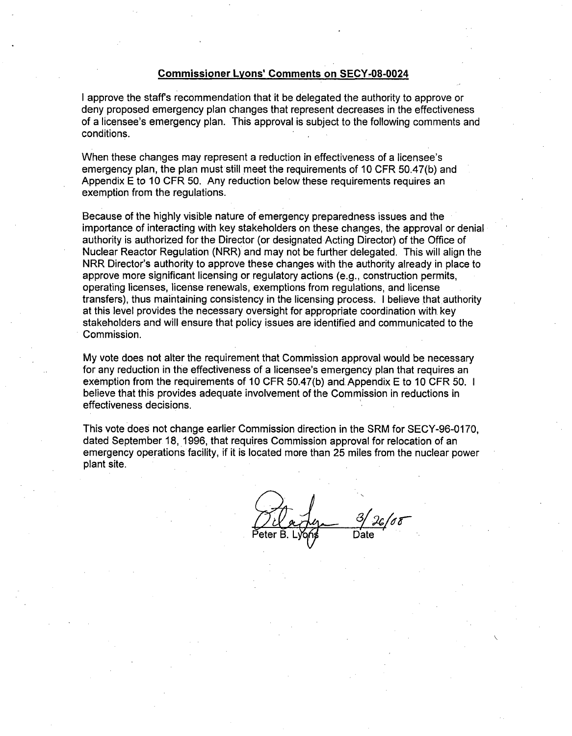## Commissioner Lyons' Comments on SECY-08-0024

I approve the staff's recommendation that it be delegated the authority to approve or deny proposed emergency plan changes that represent decreases in the effectiveness of a licensee's emergency plan. This approval is subject to the following comments and conditions.

When these changes may represent a reduction in effectiveness of a licensee's emergency plan, the plan must still meet the requirements of 10 CFR 50.47(b) and Appendix E to 10 CFR 50. Any reduction below these requirements requires an exemption from the regulations.

Because of the highly visible nature of emergency preparedness issues and the importance of interacting with key stakeholders on these changes, the approval or denial authority is authorized for the Director (or designated Acting Director) of the Office of Nuclear Reactor Regulation (NRR) and may not be further delegated. This will align the NRR Director's authority to approve these changes with the authority already in place to approve more significant licensing or regulatory actions (e.g., construction permits, operating licenses, license renewals, exemptions from regulations, and license transfers), thus maintaining consistency in the licensing process. I believe that authority at this level provides the necessary oversight for appropriate coordination with key stakeholders and will ensure that policy issues are identified and communicated to the Commission.

My vote does not alter the requirement that Commission approval would be necessary for any reduction in the effectiveness of a licensee's emergency plan that requires an exemption from the requirements of 10 CFR 50.47(b) and Appendix E to 10 CFR 50. I believe that this provides adequate involvement of the Commission in reductions in effectiveness decisions.

This vote does not change earlier Commission direction in the SRM for SECY-96-0170, dated September 18, 1996, that requires Commission approval for relocation of an emergency operations facility, if it is located more than 25 miles from the nuclear power plant site.

Peter B. Lyons — 3/26/08

Date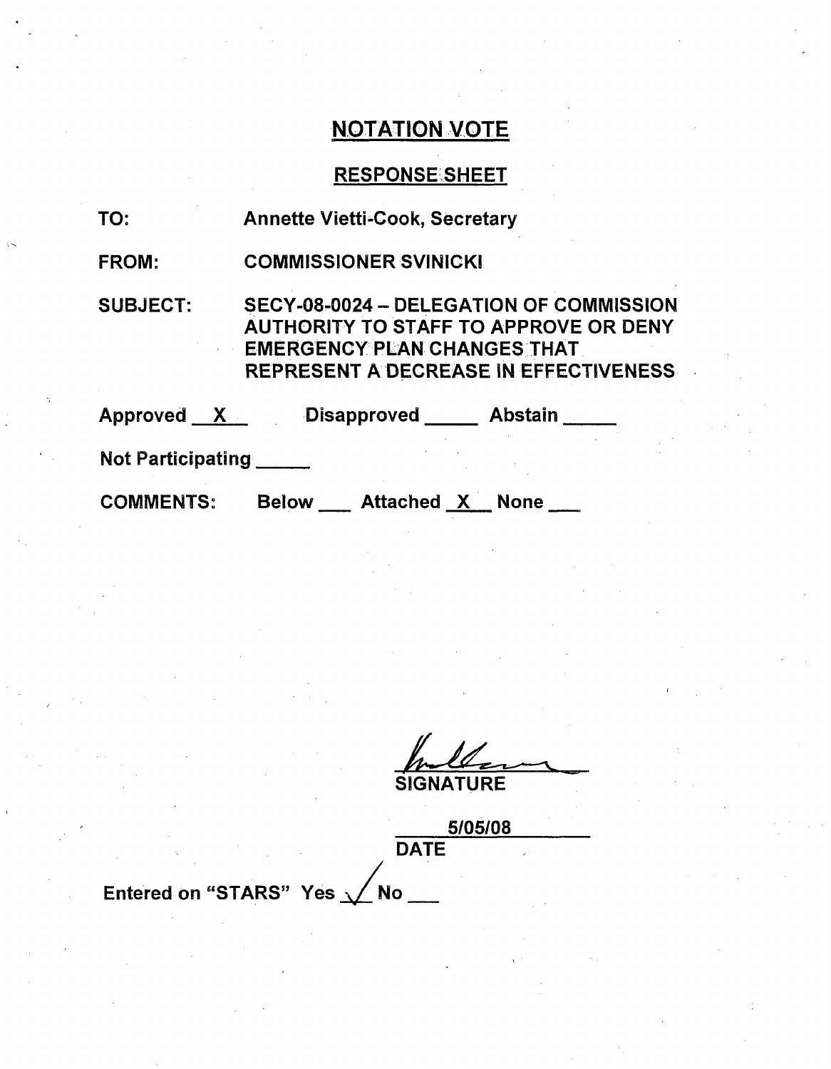## NOTATION VOTE

### RESPONSE SHEET

TO: Annette Vietti-Cook, Secretary

FROM: COMMISSIONER SVINICKI

SUBJECT: SECY-08-0024 – DELEGATION OF COMMISSION AUTHORITY TO STAFF TO APPROVE OR DENY EMERGENCY PLAN CHANGES THAT REPRESENT A DECREASE IN EFFECTIVENESS

Approved \_X\_ Disapproved \_\_\_\_\_ Abstain \_\_\_\_\_

Not Participating \_\_\_\_\_

COMMENTS: Below \_\_\_ Attached \_X\_ None \_\_\_

SIGNATURE

5/05/08

DATE

Entered on "STARS" Yes ✓ No \_\_\_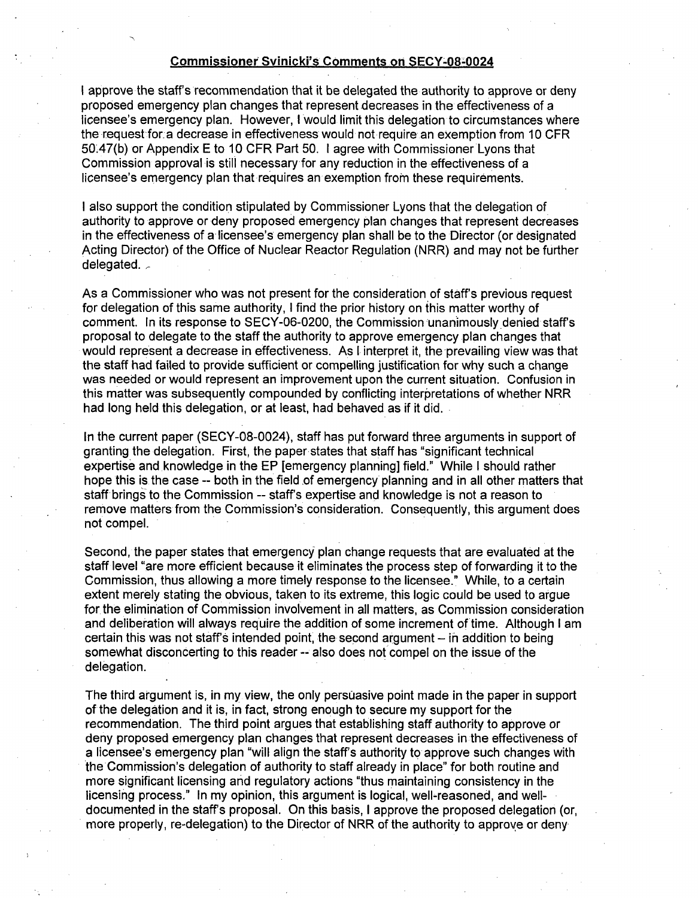**Commissioner Svinicki's Comments on SECY-08-0024**

I approve the staff's recommendation that it be delegated the authority to approve or deny proposed emergency plan changes that represent decreases in the effectiveness of a licensee's emergency plan. However, I would limit this delegation to circumstances where the request for a decrease in effectiveness would not require an exemption from 10 CFR 50.47(b) or Appendix E to 10 CFR Part 50. I agree with Commissioner Lyons that Commission approval is still necessary for any reduction in the effectiveness of a licensee's emergency plan that requires an exemption from these requirements.

I also support the condition stipulated by Commissioner Lyons that the delegation of authority to approve or deny proposed emergency plan changes that represent decreases in the effectiveness of a licensee's emergency plan shall be to the Director (or designated Acting Director) of the Office of Nuclear Reactor Regulation (NRR) and may not be further delegated.

As a Commissioner who was not present for the consideration of staff's previous request for delegation of this same authority, I find the prior history on this matter worthy of comment. In its response to SECY-06-0200, the Commission unanimously denied staff's proposal to delegate to the staff the authority to approve emergency plan changes that would represent a decrease in effectiveness. As I interpret it, the prevailing view was that the staff had failed to provide sufficient or compelling justification for why such a change was needed or would represent an improvement upon the current situation. Confusion in this matter was subsequently compounded by conflicting interpretations of whether NRR had long held this delegation, or at least, had behaved as if it did.

In the current paper (SECY-08-0024), staff has put forward three arguments in support of granting the delegation. First, the paper states that staff has "significant technical expertise and knowledge in the EP [emergency planning] field." While I should rather hope this is the case -- both in the field of emergency planning and in all other matters that staff brings to the Commission -- staff's expertise and knowledge is not a reason to remove matters from the Commission's consideration. Consequently, this argument does not compel.

Second, the paper states that emergency plan change requests that are evaluated at the staff level "are more efficient because it eliminates the process step of forwarding it to the Commission, thus allowing a more timely response to the licensee." While, to a certain extent merely stating the obvious, taken to its extreme, this logic could be used to argue for the elimination of Commission involvement in all matters, as Commission consideration and deliberation will always require the addition of some increment of time. Although I am certain this was not staff's intended point, the second argument – in addition to being somewhat disconcerting to this reader -- also does not compel on the issue of the delegation.

The third argument is, in my view, the only persuasive point made in the paper in support of the delegation and it is, in fact, strong enough to secure my support for the recommendation. The third point argues that establishing staff authority to approve or deny proposed emergency plan changes that represent decreases in the effectiveness of a licensee's emergency plan "will align the staff's authority to approve such changes with the Commission's delegation of authority to staff already in place" for both routine and more significant licensing and regulatory actions "thus maintaining consistency in the licensing process." In my opinion, this argument is logical, well-reasoned, and well-documented in the staff's proposal. On this basis, I approve the proposed delegation (or, more properly, re-delegation) to the Director of NRR of the authority to approve or deny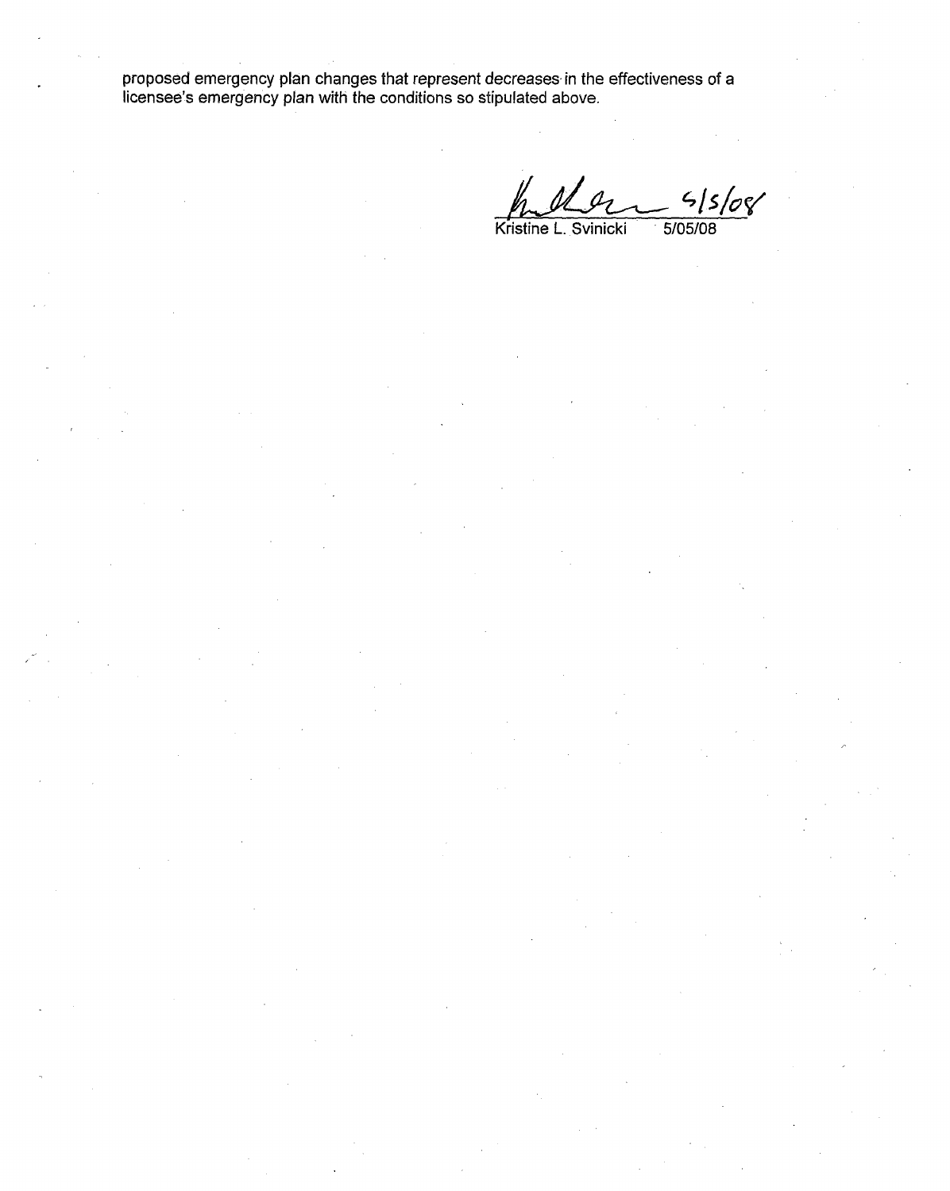proposed emergency plan changes that represent decreases in the effectiveness of a licensee's emergency plan with the conditions so stipulated above.

5/5/08

Kristine L. Svinicki 5/05/08